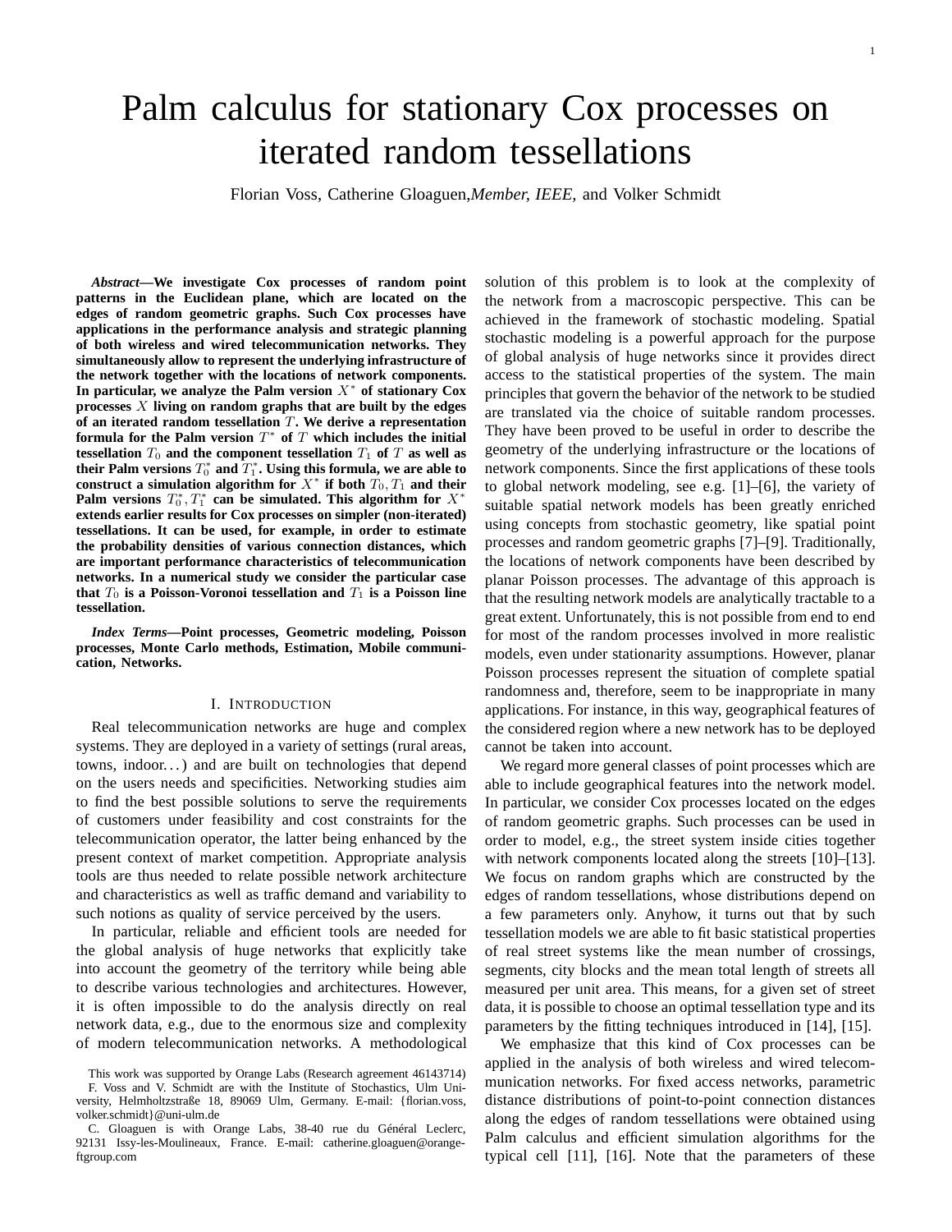# Palm calculus for stationary Cox processes on iterated random tessellations

Florian Voss, Catherine Gloaguen, *Member, IEEE,* and Volker Schmidt

***Abstract*—We investigate Cox processes of random point patterns in the Euclidean plane, which are located on the edges of random geometric graphs. Such Cox processes have applications in the performance analysis and strategic planning of both wireless and wired telecommunication networks. They simultaneously allow to represent the underlying infrastructure of the network together with the locations of network components. In particular, we analyze the Palm version $X^*$ of stationary Cox processes $X$ living on random graphs that are built by the edges of an iterated random tessellation $T$. We derive a representation formula for the Palm version $T^*$ of $T$ which includes the initial tessellation $T_0$ and the component tessellation $T_1$ of $T$ as well as their Palm versions $T_0^*$ and $T_1^*$. Using this formula, we are able to construct a simulation algorithm for $X^*$ if both $T_0, T_1$ and their Palm versions $T_0^*, T_1^*$ can be simulated. This algorithm for $X^*$ extends earlier results for Cox processes on simpler (non-iterated) tessellations. It can be used, for example, in order to estimate the probability densities of various connection distances, which are important performance characteristics of telecommunication networks. In a numerical study we consider the particular case that $T_0$ is a Poisson-Voronoi tessellation and $T_1$ is a Poisson line tessellation.**

***Index Terms*—Point processes, Geometric modeling, Poisson processes, Monte Carlo methods, Estimation, Mobile communication, Networks.**

## I. Introduction

Real telecommunication networks are huge and complex systems. They are deployed in a variety of settings (rural areas, towns, indoor…) and are built on technologies that depend on the users needs and specificities. Networking studies aim to find the best possible solutions to serve the requirements of customers under feasibility and cost constraints for the telecommunication operator, the latter being enhanced by the present context of market competition. Appropriate analysis tools are thus needed to relate possible network architecture and characteristics as well as traffic demand and variability to such notions as quality of service perceived by the users.

In particular, reliable and efficient tools are needed for the global analysis of huge networks that explicitly take into account the geometry of the territory while being able to describe various technologies and architectures. However, it is often impossible to do the analysis directly on real network data, e.g., due to the enormous size and complexity of modern telecommunication networks. A methodological solution of this problem is to look at the complexity of the network from a macroscopic perspective. This can be achieved in the framework of stochastic modeling. Spatial stochastic modeling is a powerful approach for the purpose of global analysis of huge networks since it provides direct access to the statistical properties of the system. The main principles that govern the behavior of the network to be studied are translated via the choice of suitable random processes. They have been proved to be useful in order to describe the geometry of the underlying infrastructure or the locations of network components. Since the first applications of these tools to global network modeling, see e.g. [1]–[6], the variety of suitable spatial network models has been greatly enriched using concepts from stochastic geometry, like spatial point processes and random geometric graphs [7]–[9]. Traditionally, the locations of network components have been described by planar Poisson processes. The advantage of this approach is that the resulting network models are analytically tractable to a great extent. Unfortunately, this is not possible from end to end for most of the random processes involved in more realistic models, even under stationarity assumptions. However, planar Poisson processes represent the situation of complete spatial randomness and, therefore, seem to be inappropriate in many applications. For instance, in this way, geographical features of the considered region where a new network has to be deployed cannot be taken into account.

We regard more general classes of point processes which are able to include geographical features into the network model. In particular, we consider Cox processes located on the edges of random geometric graphs. Such processes can be used in order to model, e.g., the street system inside cities together with network components located along the streets [10]–[13]. We focus on random graphs which are constructed by the edges of random tessellations, whose distributions depend on a few parameters only. Anyhow, it turns out that by such tessellation models we are able to fit basic statistical properties of real street systems like the mean number of crossings, segments, city blocks and the mean total length of streets all measured per unit area. This means, for a given set of street data, it is possible to choose an optimal tessellation type and its parameters by the fitting techniques introduced in [14], [15].

We emphasize that this kind of Cox processes can be applied in the analysis of both wireless and wired telecommunication networks. For fixed access networks, parametric distance distributions of point-to-point connection distances along the edges of random tessellations were obtained using Palm calculus and efficient simulation algorithms for the typical cell [11], [16]. Note that the parameters of these

This work was supported by Orange Labs (Research agreement 46143714)

F. Voss and V. Schmidt are with the Institute of Stochastics, Ulm University, Helmholtzstraße 18, 89069 Ulm, Germany. E-mail: {florian.voss, volker.schmidt}@uni-ulm.de

C. Gloaguen is with Orange Labs, 38-40 rue du Général Leclerc, 92131 Issy-les-Moulineaux, France. E-mail: catherine.gloaguen@orange-ftgroup.com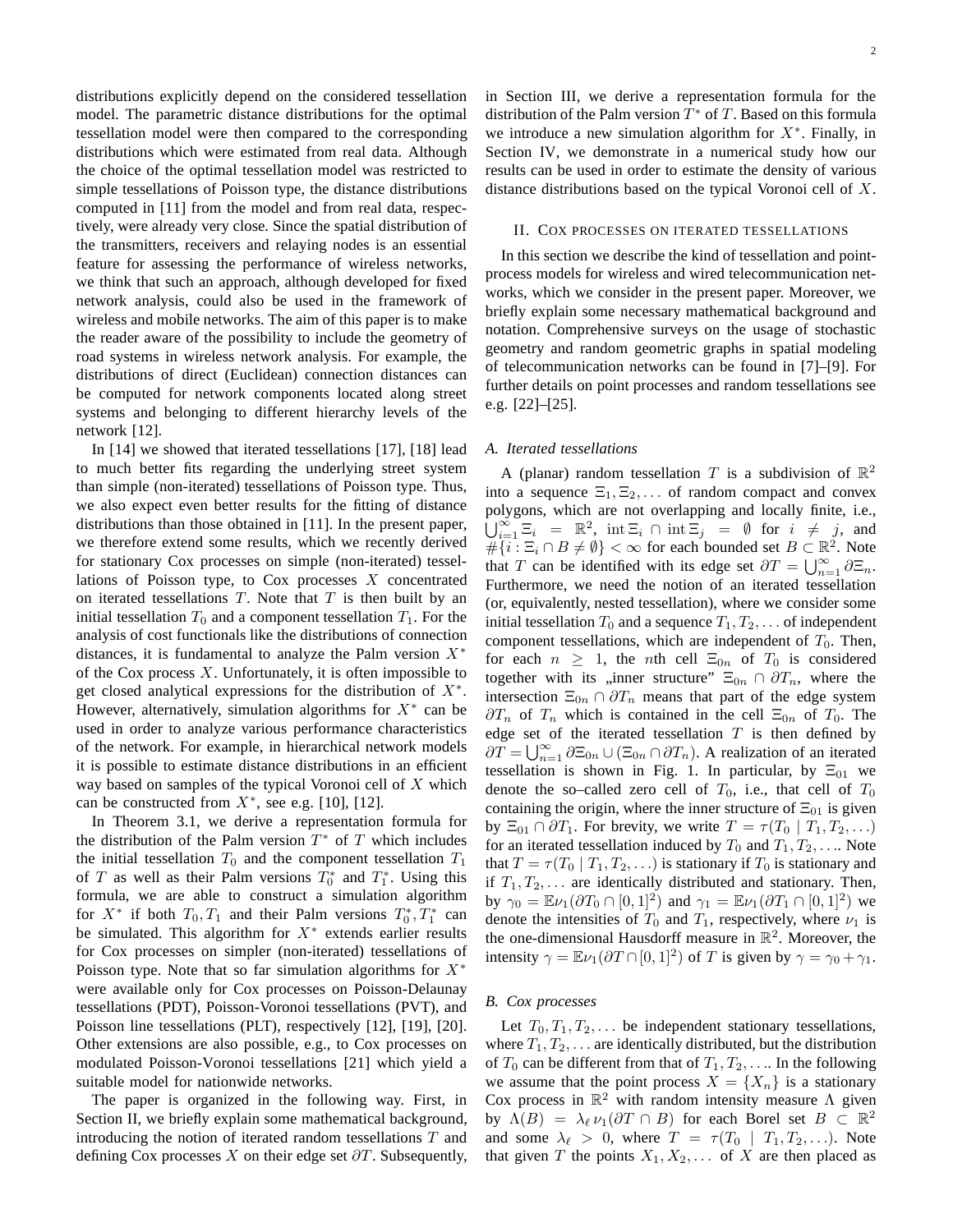distributions explicitly depend on the considered tessellation model. The parametric distance distributions for the optimal tessellation model were then compared to the corresponding distributions which were estimated from real data. Although the choice of the optimal tessellation model was restricted to simple tessellations of Poisson type, the distance distributions computed in [11] from the model and from real data, respectively, were already very close. Since the spatial distribution of the transmitters, receivers and relaying nodes is an essential feature for assessing the performance of wireless networks, we think that such an approach, although developed for fixed network analysis, could also be used in the framework of wireless and mobile networks. The aim of this paper is to make the reader aware of the possibility to include the geometry of road systems in wireless network analysis. For example, the distributions of direct (Euclidean) connection distances can be computed for network components located along street systems and belonging to different hierarchy levels of the network [12].

In [14] we showed that iterated tessellations [17], [18] lead to much better fits regarding the underlying street system than simple (non-iterated) tessellations of Poisson type. Thus, we also expect even better results for the fitting of distance distributions than those obtained in [11]. In the present paper, we therefore extend some results, which we recently derived for stationary Cox processes on simple (non-iterated) tessellations of Poisson type, to Cox processes $X$ concentrated on iterated tessellations $T$. Note that $T$ is then built by an initial tessellation $T_0$ and a component tessellation $T_1$. For the analysis of cost functionals like the distributions of connection distances, it is fundamental to analyze the Palm version $X^*$ of the Cox process $X$. Unfortunately, it is often impossible to get closed analytical expressions for the distribution of $X^*$. However, alternatively, simulation algorithms for $X^*$ can be used in order to analyze various performance characteristics of the network. For example, in hierarchical network models it is possible to estimate distance distributions in an efficient way based on samples of the typical Voronoi cell of $X$ which can be constructed from $X^*$, see e.g. [10], [12].

In Theorem 3.1, we derive a representation formula for the distribution of the Palm version $T^*$ of $T$ which includes the initial tessellation $T_0$ and the component tessellation $T_1$ of $T$ as well as their Palm versions $T_0^*$ and $T_1^*$. Using this formula, we are able to construct a simulation algorithm for $X^*$ if both $T_0, T_1$ and their Palm versions $T_0^*, T_1^*$ can be simulated. This algorithm for $X^*$ extends earlier results for Cox processes on simpler (non-iterated) tessellations of Poisson type. Note that so far simulation algorithms for $X^*$ were available only for Cox processes on Poisson-Delaunay tessellations (PDT), Poisson-Voronoi tessellations (PVT), and Poisson line tessellations (PLT), respectively [12], [19], [20]. Other extensions are also possible, e.g., to Cox processes on modulated Poisson-Voronoi tessellations [21] which yield a suitable model for nationwide networks.

The paper is organized in the following way. First, in Section II, we briefly explain some mathematical background, introducing the notion of iterated random tessellations $T$ and defining Cox processes $X$ on their edge set $\partial T$. Subsequently, in Section III, we derive a representation formula for the distribution of the Palm version $T^*$ of $T$. Based on this formula we introduce a new simulation algorithm for $X^*$. Finally, in Section IV, we demonstrate in a numerical study how our results can be used in order to estimate the density of various distance distributions based on the typical Voronoi cell of $X$.

## II. Cox processes on iterated tessellations

In this section we describe the kind of tessellation and point-process models for wireless and wired telecommunication networks, which we consider in the present paper. Moreover, we briefly explain some necessary mathematical background and notation. Comprehensive surveys on the usage of stochastic geometry and random geometric graphs in spatial modeling of telecommunication networks can be found in [7]–[9]. For further details on point processes and random tessellations see e.g. [22]–[25].

### A. Iterated tessellations

A (planar) random tessellation $T$ is a subdivision of $\mathbb{R}^2$ into a sequence $\Xi_1, \Xi_2, \ldots$ of random compact and convex polygons, which are not overlapping and locally finite, i.e., $\bigcup_{i=1}^{\infty} \Xi_i = \mathbb{R}^2$, $\operatorname{int} \Xi_i \cap \operatorname{int} \Xi_j = \emptyset$ for $i \neq j$, and $\#\{i : \Xi_i \cap B \neq \emptyset\} < \infty$ for each bounded set $B \subset \mathbb{R}^2$. Note that $T$ can be identified with its edge set $\partial T = \bigcup_{n=1}^{\infty} \partial \Xi_n$. Furthermore, we need the notion of an iterated tessellation (or, equivalently, nested tessellation), where we consider some initial tessellation $T_0$ and a sequence $T_1, T_2, \ldots$ of independent component tessellations, which are independent of $T_0$. Then, for each $n \geq 1$, the $n$th cell $\Xi_{0n}$ of $T_0$ is considered together with its „inner structure" $\Xi_{0n} \cap \partial T_n$, where the intersection $\Xi_{0n} \cap \partial T_n$ means that part of the edge system $\partial T_n$ of $T_n$ which is contained in the cell $\Xi_{0n}$ of $T_0$. The edge set of the iterated tessellation $T$ is then defined by $\partial T = \bigcup_{n=1}^{\infty} \partial \Xi_{0n} \cup (\Xi_{0n} \cap \partial T_n)$. A realization of an iterated tessellation is shown in Fig. 1. In particular, by $\Xi_{01}$ we denote the so–called zero cell of $T_0$, i.e., that cell of $T_0$ containing the origin, where the inner structure of $\Xi_{01}$ is given by $\Xi_{01} \cap \partial T_1$. For brevity, we write $T = \tau(T_0 \mid T_1, T_2, \ldots)$ for an iterated tessellation induced by $T_0$ and $T_1, T_2, \ldots$. Note that $T = \tau(T_0 \mid T_1, T_2, \ldots)$ is stationary if $T_0$ is stationary and if $T_1, T_2, \ldots$ are identically distributed and stationary. Then, by $\gamma_0 = \mathbb{E}\nu_1(\partial T_0 \cap [0,1]^2)$ and $\gamma_1 = \mathbb{E}\nu_1(\partial T_1 \cap [0,1]^2)$ we denote the intensities of $T_0$ and $T_1$, respectively, where $\nu_1$ is the one-dimensional Hausdorff measure in $\mathbb{R}^2$. Moreover, the intensity $\gamma = \mathbb{E}\nu_1(\partial T \cap [0,1]^2)$ of $T$ is given by $\gamma = \gamma_0 + \gamma_1$.

### B. Cox processes

Let $T_0, T_1, T_2, \ldots$ be independent stationary tessellations, where $T_1, T_2, \ldots$ are identically distributed, but the distribution of $T_0$ can be different from that of $T_1, T_2, \ldots$. In the following we assume that the point process $X = \{X_n\}$ is a stationary Cox process in $\mathbb{R}^2$ with random intensity measure $\Lambda$ given by $\Lambda(B) = \lambda_\ell \, \nu_1(\partial T \cap B)$ for each Borel set $B \subset \mathbb{R}^2$ and some $\lambda_\ell > 0$, where $T = \tau(T_0 \mid T_1, T_2, \ldots)$. Note that given $T$ the points $X_1, X_2, \ldots$ of $X$ are then placed as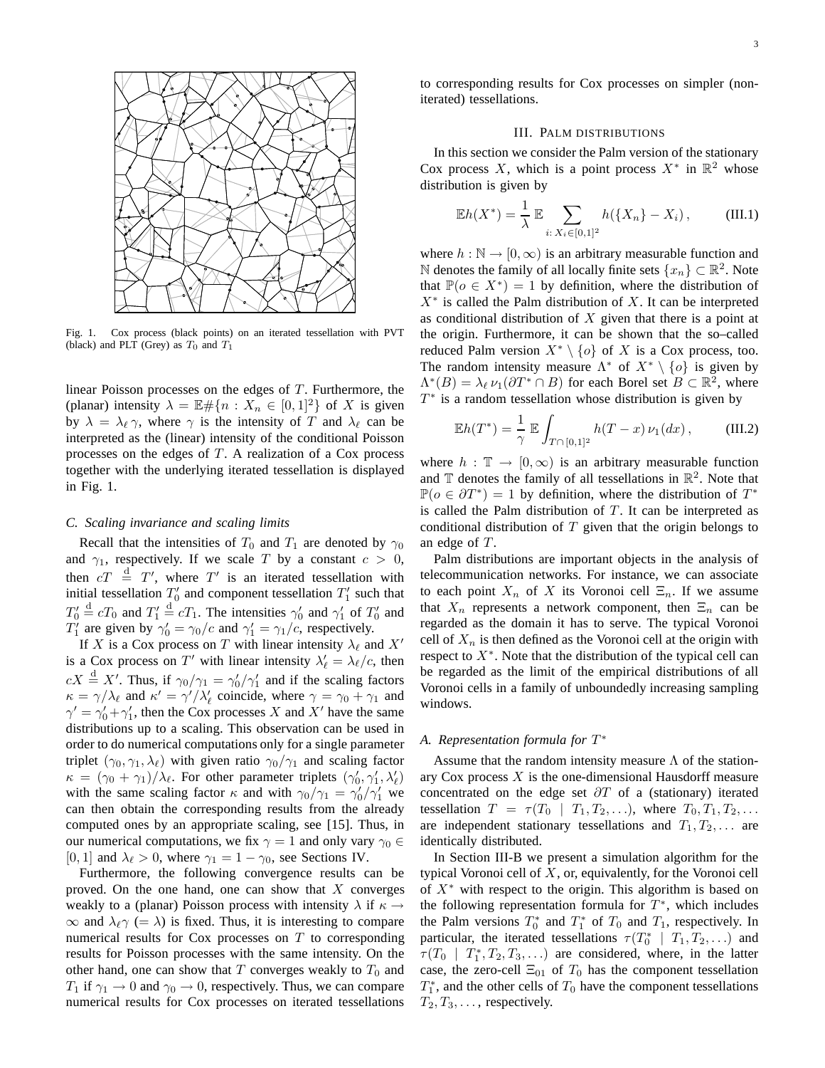Fig. 1. Cox process (black points) on an iterated tessellation with PVT (black) and PLT (Grey) as $T_0$ and $T_1$

linear Poisson processes on the edges of $T$. Furthermore, the (planar) intensity $\lambda = \mathbb{E}\#\{n : X_n \in [0,1]^2\}$ of $X$ is given by $\lambda = \lambda_\ell \, \gamma$, where $\gamma$ is the intensity of $T$ and $\lambda_\ell$ can be interpreted as the (linear) intensity of the conditional Poisson processes on the edges of $T$. A realization of a Cox process together with the underlying iterated tessellation is displayed in Fig. 1.

### *C. Scaling invariance and scaling limits*

Recall that the intensities of $T_0$ and $T_1$ are denoted by $\gamma_0$ and $\gamma_1$, respectively. If we scale $T$ by a constant $c > 0$, then $cT \stackrel{\mathrm{d}}{=} T'$, where $T'$ is an iterated tessellation with initial tessellation $T_0'$ and component tessellation $T_1'$ such that $T_0' \stackrel{\mathrm{d}}{=} cT_0$ and $T_1' \stackrel{\mathrm{d}}{=} cT_1$. The intensities $\gamma_0'$ and $\gamma_1'$ of $T_0'$ and $T_1'$ are given by $\gamma_0' = \gamma_0/c$ and $\gamma_1' = \gamma_1/c$, respectively.

If $X$ is a Cox process on $T$ with linear intensity $\lambda_\ell$ and $X'$ is a Cox process on $T'$ with linear intensity $\lambda_\ell' = \lambda_\ell/c$, then $cX \stackrel{\mathrm{d}}{=} X'$. Thus, if $\gamma_0/\gamma_1 = \gamma_0'/\gamma_1'$ and if the scaling factors $\kappa = \gamma/\lambda_\ell$ and $\kappa' = \gamma'/\lambda_\ell'$ coincide, where $\gamma = \gamma_0 + \gamma_1$ and $\gamma' = \gamma_0' + \gamma_1'$, then the Cox processes $X$ and $X'$ have the same distributions up to a scaling. This observation can be used in order to do numerical computations only for a single parameter triplet $(\gamma_0, \gamma_1, \lambda_\ell)$ with given ratio $\gamma_0/\gamma_1$ and scaling factor $\kappa = (\gamma_0 + \gamma_1)/\lambda_\ell$. For other parameter triplets $(\gamma_0', \gamma_1', \lambda_\ell')$ with the same scaling factor $\kappa$ and with $\gamma_0/\gamma_1 = \gamma_0'/\gamma_1'$ we can then obtain the corresponding results from the already computed ones by an appropriate scaling, see [15]. Thus, in our numerical computations, we fix $\gamma = 1$ and only vary $\gamma_0 \in [0,1]$ and $\lambda_\ell > 0$, where $\gamma_1 = 1 - \gamma_0$, see Sections IV.

Furthermore, the following convergence results can be proved. On the one hand, one can show that $X$ converges weakly to a (planar) Poisson process with intensity $\lambda$ if $\kappa \to \infty$ and $\lambda_\ell \gamma$ $(= \lambda)$ is fixed. Thus, it is interesting to compare numerical results for Cox processes on $T$ to corresponding results for Poisson processes with the same intensity. On the other hand, one can show that $T$ converges weakly to $T_0$ and $T_1$ if $\gamma_1 \to 0$ and $\gamma_0 \to 0$, respectively. Thus, we can compare numerical results for Cox processes on iterated tessellations to corresponding results for Cox processes on simpler (non-iterated) tessellations.

## III. Palm distributions

In this section we consider the Palm version of the stationary Cox process $X$, which is a point process $X^*$ in $\mathbb{R}^2$ whose distribution is given by

$$\mathbb{E}h(X^*) = \frac{1}{\lambda}\, \mathbb{E} \sum_{i:\, X_i \in [0,1]^2} h(\{X_n\} - X_i)\,, \qquad \text{(III.1)}$$

where $h : \mathbb{N} \to [0,\infty)$ is an arbitrary measurable function and $\mathbb{N}$ denotes the family of all locally finite sets $\{x_n\} \subset \mathbb{R}^2$. Note that $\mathbb{P}(o \in X^*) = 1$ by definition, where the distribution of $X^*$ is called the Palm distribution of $X$. It can be interpreted as conditional distribution of $X$ given that there is a point at the origin. Furthermore, it can be shown that the so–called reduced Palm version $X^* \setminus \{o\}$ of $X$ is a Cox process, too. The random intensity measure $\Lambda^*$ of $X^* \setminus \{o\}$ is given by $\Lambda^*(B) = \lambda_\ell \, \nu_1(\partial T^* \cap B)$ for each Borel set $B \subset \mathbb{R}^2$, where $T^*$ is a random tessellation whose distribution is given by

$$\mathbb{E}h(T^*) = \frac{1}{\gamma}\, \mathbb{E} \int_{T \cap [0,1]^2} h(T - x)\, \nu_1(dx)\,, \qquad \text{(III.2)}$$

where $h : \mathbb{T} \to [0,\infty)$ is an arbitrary measurable function and $\mathbb{T}$ denotes the family of all tessellations in $\mathbb{R}^2$. Note that $\mathbb{P}(o \in \partial T^*) = 1$ by definition, where the distribution of $T^*$ is called the Palm distribution of $T$. It can be interpreted as conditional distribution of $T$ given that the origin belongs to an edge of $T$.

Palm distributions are important objects in the analysis of telecommunication networks. For instance, we can associate to each point $X_n$ of $X$ its Voronoi cell $\Xi_n$. If we assume that $X_n$ represents a network component, then $\Xi_n$ can be regarded as the domain it has to serve. The typical Voronoi cell of $X_n$ is then defined as the Voronoi cell at the origin with respect to $X^*$. Note that the distribution of the typical cell can be regarded as the limit of the empirical distributions of all Voronoi cells in a family of unboundedly increasing sampling windows.

### *A. Representation formula for $T^*$*

Assume that the random intensity measure $\Lambda$ of the stationary Cox process $X$ is the one-dimensional Hausdorff measure concentrated on the edge set $\partial T$ of a (stationary) iterated tessellation $T = \tau(T_0 \mid T_1, T_2, \ldots)$, where $T_0, T_1, T_2, \ldots$ are independent stationary tessellations and $T_1, T_2, \ldots$ are identically distributed.

In Section III-B we present a simulation algorithm for the typical Voronoi cell of $X$, or, equivalently, for the Voronoi cell of $X^*$ with respect to the origin. This algorithm is based on the following representation formula for $T^*$, which includes the Palm versions $T_0^*$ and $T_1^*$ of $T_0$ and $T_1$, respectively. In particular, the iterated tessellations $\tau(T_0^* \mid T_1, T_2, \ldots)$ and $\tau(T_0 \mid T_1^*, T_2, T_3, \ldots)$ are considered, where, in the latter case, the zero-cell $\Xi_{01}$ of $T_0$ has the component tessellation $T_1^*$, and the other cells of $T_0$ have the component tessellations $T_2, T_3, \ldots$, respectively.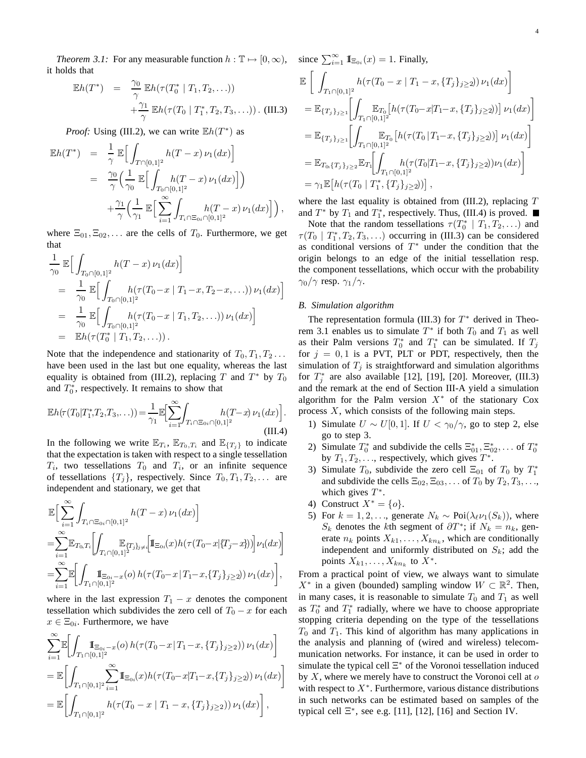*Theorem 3.1:* For any measurable function $h : \mathbb{T} \mapsto [0, \infty)$, it holds that

$$\mathbb{E}h(T^*) = \frac{\gamma_0}{\gamma}\, \mathbb{E}h(\tau(T_0^* \mid T_1, T_2, \ldots)) + \frac{\gamma_1}{\gamma}\, \mathbb{E}h(\tau(T_0 \mid T_1^*, T_2, T_3, \ldots))\,. \quad \text{(III.3)}$$

*Proof:* Using (III.2), we can write $\mathbb{E}h(T^*)$ as

$$\begin{aligned}
\mathbb{E}h(T^*) &= \frac{1}{\gamma}\, \mathbb{E}\Big[\int_{T \cap [0,1]^2} h(T - x)\, \nu_1(dx)\Big] \\
&= \frac{\gamma_0}{\gamma}\Big(\frac{1}{\gamma_0}\, \mathbb{E}\Big[\int_{T_0 \cap [0,1]^2} h(T - x)\, \nu_1(dx)\Big]\Big) \\
&\quad + \frac{\gamma_1}{\gamma}\Big(\frac{1}{\gamma_1}\, \mathbb{E}\Big[\sum_{i=1}^{\infty} \int_{T_i \cap \Xi_{0i} \cap [0,1]^2} h(T - x)\, \nu_1(dx)\Big]\Big)\,,
\end{aligned}$$

where $\Xi_{01}, \Xi_{02}, \ldots$ are the cells of $T_0$. Furthermore, we get that

$$\begin{aligned}
&\frac{1}{\gamma_0}\, \mathbb{E}\Big[\int_{T_0 \cap [0,1]^2} h(T - x)\, \nu_1(dx)\Big] \\
&= \frac{1}{\gamma_0}\, \mathbb{E}\Big[\int_{T_0 \cap [0,1]^2} h(\tau(T_0 - x \mid T_1 - x, T_2 - x, \ldots))\, \nu_1(dx)\Big] \\
&= \frac{1}{\gamma_0}\, \mathbb{E}\Big[\int_{T_0 \cap [0,1]^2} h(\tau(T_0 - x \mid T_1, T_2, \ldots))\, \nu_1(dx)\Big] \\
&= \mathbb{E}h(\tau(T_0^* \mid T_1, T_2, \ldots))\,.
\end{aligned}$$

Note that the independence and stationarity of $T_0, T_1, T_2 \ldots$ have been used in the last but one equality, whereas the last equality is obtained from (III.2), replacing $T$ and $T^*$ by $T_0$ and $T_0^*$, respectively. It remains to show that

$$\mathbb{E}h(\tau(T_0 | T_1^*, T_2, T_3, \ldots)) = \frac{1}{\gamma_1}\mathbb{E}\Big[\sum_{i=1}^{\infty}\int_{T_i \cap \Xi_{0i} \cap [0,1]^2} h(T - x)\, \nu_1(dx)\Big]. \quad \text{(III.4)}$$

In the following we write $\mathbb{E}_{T_i}$, $\mathbb{E}_{T_0,T_i}$ and $\mathbb{E}_{\{T_j\}}$ to indicate that the expectation is taken with respect to a single tessellation $T_i$, two tessellations $T_0$ and $T_i$, or an infinite sequence of tessellations $\{T_j\}$, respectively. Since $T_0, T_1, T_2, \ldots$ are independent and stationary, we get that

$$\begin{aligned}
&\mathbb{E}\Big[\sum_{i=1}^{\infty} \int_{T_i \cap \Xi_{0i} \cap [0,1]^2} h(T - x)\, \nu_1(dx)\Big] \\
&= \sum_{i=1}^{\infty} \mathbb{E}_{T_0, T_i}\Big[\int_{T_i \cap [0,1]^2} \mathbb{E}_{\{T_j\}_{j \neq i}}\Big[\mathbb{I}_{\Xi_{0i}}(x) h(\tau(T_0 - x | \{T_j - x\}))\Big] \nu_1(dx)\Big] \\
&= \sum_{i=1}^{\infty} \mathbb{E}\Big[\int_{T_1 \cap [0,1]^2} \mathbb{I}_{\Xi_{0i} - x}(o)\, h(\tau(T_0 - x \,|\, T_1 - x, \{T_j\}_{j \geq 2}))\, \nu_1(dx)\Big],
\end{aligned}$$

where in the last expression $T_1 - x$ denotes the component tessellation which subdivides the zero cell of $T_0 - x$ for each $x \in \Xi_{0i}$. Furthermore, we have

$$\begin{aligned}
&\sum_{i=1}^{\infty} \mathbb{E}\Big[\int_{T_1 \cap [0,1]^2} \mathbb{I}_{\Xi_{0i} - x}(o)\, h(\tau(T_0 - x \,|\, T_1 - x, \{T_j\}_{j \geq 2}))\, \nu_1(dx)\Big] \\
&= \mathbb{E}\Big[\int_{T_1 \cap [0,1]^2} \sum_{i=1}^{\infty} \mathbb{I}_{\Xi_{0i}}(x) h(\tau(T_0 - x | T_1 - x, \{T_j\}_{j \geq 2}))\, \nu_1(dx)\Big] \\
&= \mathbb{E}\Big[\int_{T_1 \cap [0,1]^2} h(\tau(T_0 - x \mid T_1 - x, \{T_j\}_{j \geq 2}))\, \nu_1(dx)\Big]\,,
\end{aligned}$$

since $\sum_{i=1}^{\infty} \mathbb{I}_{\Xi_{0i}}(x) = 1$. Finally,

$$\begin{aligned}
&\mathbb{E}\ \Big[\int_{T_1 \cap [0,1]^2} h(\tau(T_0 - x \mid T_1 - x, \{T_j\}_{j \geq 2}))\, \nu_1(dx)\Big] \\
&= \mathbb{E}_{\{T_j\}_{j \geq 1}}\Big[\int_{T_1 \cap [0,1]^2} \mathbb{E}_{T_0}\big[h(\tau(T_0 - x | T_1 - x, \{T_j\}_{j \geq 2}))\big]\, \nu_1(dx)\Big] \\
&= \mathbb{E}_{\{T_j\}_{j \geq 1}}\Big[\int_{T_1 \cap [0,1]^2} \mathbb{E}_{T_0}\big[h(\tau(T_0 \,|\, T_1 - x, \{T_j\}_{j \geq 2}))\big]\, \nu_1(dx)\Big] \\
&= \mathbb{E}_{T_0, \{T_j\}_{j \geq 2}} \mathbb{E}_{T_1}\Big[\int_{T_1 \cap [0,1]^2} h(\tau(T_0 | T_1 - x, \{T_j\}_{j \geq 2}))\nu_1(dx)\Big] \\
&= \gamma_1 \mathbb{E}\big[h(\tau(T_0 \mid T_1^*, \{T_j\}_{j \geq 2}))\big]\,,
\end{aligned}$$

where the last equality is obtained from (III.2), replacing $T$ and $T^*$ by $T_1$ and $T_1^*$, respectively. Thus, (III.4) is proved. ∎

Note that the random tessellations $\tau(T_0^* \mid T_1, T_2, \ldots)$ and $\tau(T_0 \mid T_1^*, T_2, T_3, \ldots)$ occurring in (III.3) can be considered as conditional versions of $T^*$ under the condition that the origin belongs to an edge of the initial tessellation resp. the component tessellations, which occur with the probability $\gamma_0/\gamma$ resp. $\gamma_1/\gamma$.

### B. Simulation algorithm

The representation formula (III.3) for $T^*$ derived in Theorem 3.1 enables us to simulate $T^*$ if both $T_0$ and $T_1$ as well as their Palm versions $T_0^*$ and $T_1^*$ can be simulated. If $T_j$ for $j = 0, 1$ is a PVT, PLT or PDT, respectively, then the simulation of $T_j$ is straightforward and simulation algorithms for $T_j^*$ are also available [12], [19], [20]. Moreover, (III.3) and the remark at the end of Section III-A yield a simulation algorithm for the Palm version $X^*$ of the stationary Cox process $X$, which consists of the following main steps.

1) Simulate $U \sim U[0, 1]$. If $U < \gamma_0/\gamma$, go to step 2, else go to step 3.
2) Simulate $T_0^*$ and subdivide the cells $\Xi_{01}^*, \Xi_{02}^*, \ldots$ of $T_0^*$ by $T_1, T_2, \ldots$, respectively, which gives $T^*$.
3) Simulate $T_0$, subdivide the zero cell $\Xi_{01}$ of $T_0$ by $T_1^*$ and subdivide the cells $\Xi_{02}, \Xi_{03}, \ldots$ of $T_0$ by $T_2, T_3, \ldots$, which gives $T^*$.
4) Construct $X^* = \{o\}$.
5) For $k = 1, 2, \ldots$, generate $N_k \sim \text{Poi}(\lambda_\ell \nu_1(S_k))$, where $S_k$ denotes the $k$th segment of $\partial T^*$; if $N_k = n_k$, generate $n_k$ points $X_{k1}, \ldots, X_{kn_k}$, which are conditionally independent and uniformly distributed on $S_k$; add the points $X_{k1}, \ldots, X_{kn_k}$ to $X^*$.

From a practical point of view, we always want to simulate $X^*$ in a given (bounded) sampling window $W \subset \mathbb{R}^2$. Then, in many cases, it is reasonable to simulate $T_0$ and $T_1$ as well as $T_0^*$ and $T_1^*$ radially, where we have to choose appropriate stopping criteria depending on the type of the tessellations $T_0$ and $T_1$. This kind of algorithm has many applications in the analysis and planning of (wired and wireless) telecommunication networks. For instance, it can be used in order to simulate the typical cell $\Xi^*$ of the Voronoi tessellation induced by $X$, where we merely have to construct the Voronoi cell at $o$ with respect to $X^*$. Furthermore, various distance distributions in such networks can be estimated based on samples of the typical cell $\Xi^*$, see e.g. [11], [12], [16] and Section IV.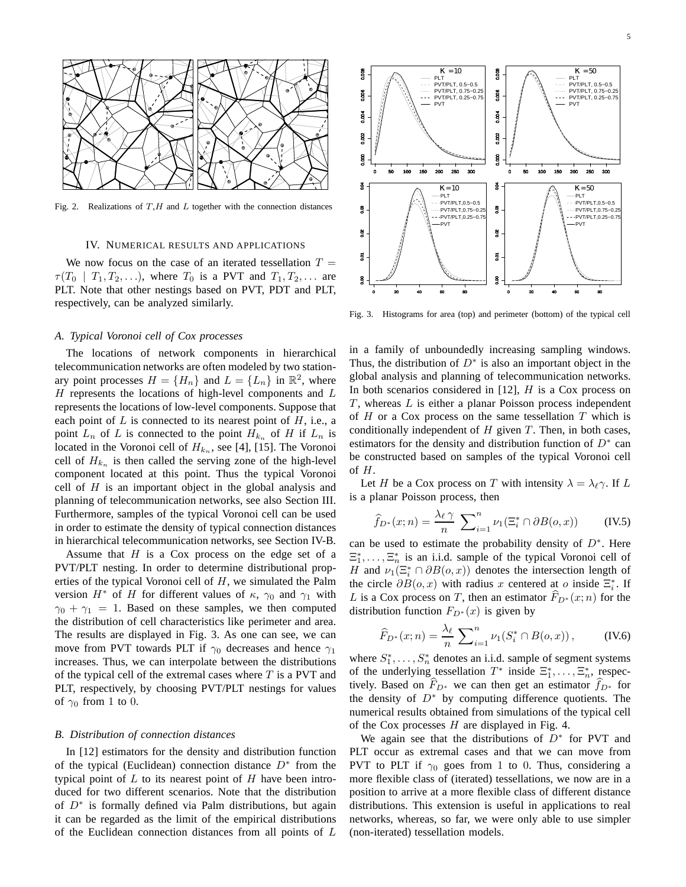Fig. 2. Realizations of $T$, $H$ and $L$ together with the connection distances

Fig. 3. Histograms for area (top) and perimeter (bottom) of the typical cell

## IV. Numerical results and applications

We now focus on the case of an iterated tessellation $T = \tau(T_0 \mid T_1, T_2, \ldots)$, where $T_0$ is a PVT and $T_1, T_2, \ldots$ are PLT. Note that other nestings based on PVT, PDT and PLT, respectively, can be analyzed similarly.

### A. Typical Voronoi cell of Cox processes

The locations of network components in hierarchical telecommunication networks are often modeled by two stationary point processes $H = \{H_n\}$ and $L = \{L_n\}$ in $\mathbb{R}^2$, where $H$ represents the locations of high-level components and $L$ represents the locations of low-level components. Suppose that each point of $L$ is connected to its nearest point of $H$, i.e., a point $L_n$ of $L$ is connected to the point $H_{k_n}$ of $H$ if $L_n$ is located in the Voronoi cell of $H_{k_n}$, see [4], [15]. The Voronoi cell of $H_{k_n}$ is then called the serving zone of the high-level component located at this point. Thus the typical Voronoi cell of $H$ is an important object in the global analysis and planning of telecommunication networks, see also Section III. Furthermore, samples of the typical Voronoi cell can be used in order to estimate the density of typical connection distances in hierarchical telecommunication networks, see Section IV-B.

Assume that $H$ is a Cox process on the edge set of a PVT/PLT nesting. In order to determine distributional properties of the typical Voronoi cell of $H$, we simulated the Palm version $H^*$ of $H$ for different values of $\kappa$, $\gamma_0$ and $\gamma_1$ with $\gamma_0 + \gamma_1 = 1$. Based on these samples, we then computed the distribution of cell characteristics like perimeter and area. The results are displayed in Fig. 3. As one can see, we can move from PVT towards PLT if $\gamma_0$ decreases and hence $\gamma_1$ increases. Thus, we can interpolate between the distributions of the typical cell of the extremal cases where $T$ is a PVT and PLT, respectively, by choosing PVT/PLT nestings for values of $\gamma_0$ from 1 to 0.

### B. Distribution of connection distances

In [12] estimators for the density and distribution function of the typical (Euclidean) connection distance $D^*$ from the typical point of $L$ to its nearest point of $H$ have been introduced for two different scenarios. Note that the distribution of $D^*$ is formally defined via Palm distributions, but again it can be regarded as the limit of the empirical distributions of the Euclidean connection distances from all points of $L$ in a family of unboundedly increasing sampling windows. Thus, the distribution of $D^*$ is also an important object in the global analysis and planning of telecommunication networks. In both scenarios considered in [12], $H$ is a Cox process on $T$, whereas $L$ is either a planar Poisson process independent of $H$ or a Cox process on the same tessellation $T$ which is conditionally independent of $H$ given $T$. Then, in both cases, estimators for the density and distribution function of $D^*$ can be constructed based on samples of the typical Voronoi cell of $H$.

Let $H$ be a Cox process on $T$ with intensity $\lambda = \lambda_\ell \gamma$. If $L$ is a planar Poisson process, then

$$\widehat{f}_{D^*}(x;n) = \frac{\lambda_\ell\,\gamma}{n}\ \sum\nolimits_{i=1}^{n} \nu_1(\Xi_i^* \cap \partial B(o,x)) \qquad \text{(IV.5)}$$

can be used to estimate the probability density of $D^*$. Here $\Xi_1^*, \ldots, \Xi_n^*$ is an i.i.d. sample of the typical Voronoi cell of $H$ and $\nu_1(\Xi_i^* \cap \partial B(o,x))$ denotes the intersection length of the circle $\partial B(o,x)$ with radius $x$ centered at $o$ inside $\Xi_i^*$. If $L$ is a Cox process on $T$, then an estimator $\widehat{F}_{D^*}(x;n)$ for the distribution function $F_{D^*}(x)$ is given by

$$\widehat{F}_{D^*}(x;n) = \frac{\lambda_\ell}{n}\ \sum\nolimits_{i=1}^{n} \nu_1(S_i^* \cap B(o,x))\,, \qquad \text{(IV.6)}$$

where $S_1^*, \ldots, S_n^*$ denotes an i.i.d. sample of segment systems of the underlying tessellation $T^*$ inside $\Xi_1^*, \ldots, \Xi_n^*$, respectively. Based on $\widehat{F}_{D^*}$ we can then get an estimator $\widehat{f}_{D^*}$ for the density of $D^*$ by computing difference quotients. The numerical results obtained from simulations of the typical cell of the Cox processes $H$ are displayed in Fig. 4.

We again see that the distributions of $D^*$ for PVT and PLT occur as extremal cases and that we can move from PVT to PLT if $\gamma_0$ goes from 1 to 0. Thus, considering a more flexible class of (iterated) tessellations, we now are in a position to arrive at a more flexible class of different distance distributions. This extension is useful in applications to real networks, whereas, so far, we were only able to use simpler (non-iterated) tessellation models.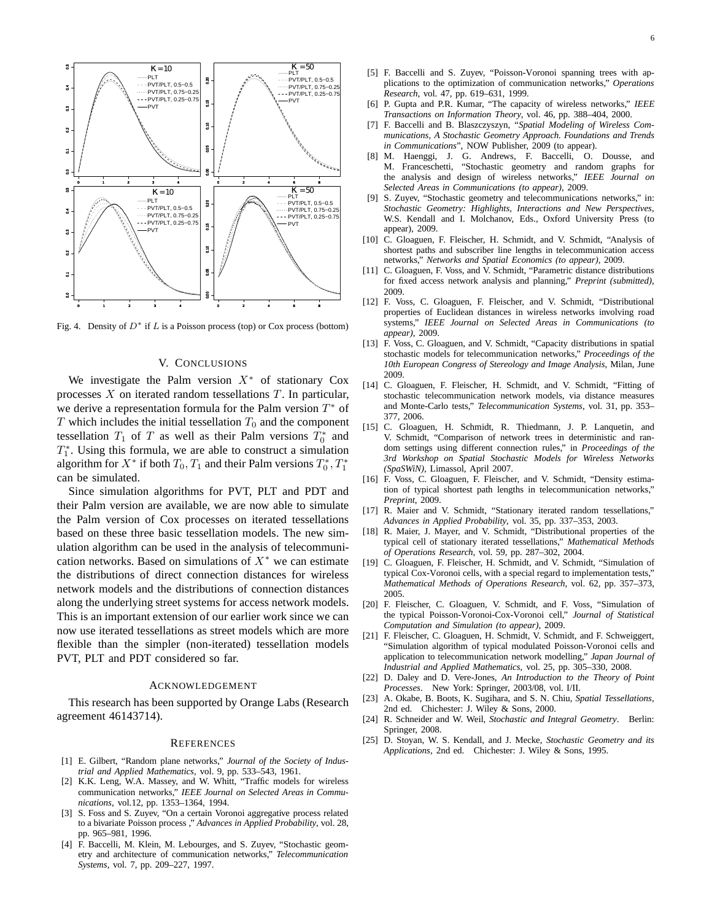K = 10

PLT
PVT/PLT, 0.5–0.5
PVT/PLT, 0.75–0.25
PVT/PLT, 0.25–0.75
PVT

K = 50

PLT
PVT/PLT, 0.5–0.5
PVT/PLT, 0.75–0.25
PVT/PLT, 0.25–0.75
PVT

K = 10

PLT
PVT/PLT, 0.5–0.5
PVT/PLT, 0.75–0.25
PVT/PLT, 0.25–0.75
PVT

K = 50

PLT
PVT/PLT, 0.5–0.5
PVT/PLT, 0.75–0.25
PVT/PLT, 0.25–0.75
PVT

Fig. 4. Density of $D^*$ if $L$ is a Poisson process (top) or Cox process (bottom)

## V. Conclusions

We investigate the Palm version $X^*$ of stationary Cox processes $X$ on iterated random tessellations $T$. In particular, we derive a representation formula for the Palm version $T^*$ of $T$ which includes the initial tessellation $T_0$ and the component tessellation $T_1$ of $T$ as well as their Palm versions $T_0^*$ and $T_1^*$. Using this formula, we are able to construct a simulation algorithm for $X^*$ if both $T_0, T_1$ and their Palm versions $T_0^*, T_1^*$ can be simulated.

Since simulation algorithms for PVT, PLT and PDT and their Palm version are available, we are now able to simulate the Palm version of Cox processes on iterated tessellations based on these three basic tessellation models. The new simulation algorithm can be used in the analysis of telecommunication networks. Based on simulations of $X^*$ we can estimate the distributions of direct connection distances for wireless network models and the distributions of connection distances along the underlying street systems for access network models. This is an important extension of our earlier work since we can now use iterated tessellations as street models which are more flexible than the simpler (non-iterated) tessellation models PVT, PLT and PDT considered so far.

## Acknowledgement

This research has been supported by Orange Labs (Research agreement 46143714).

## References

[1] E. Gilbert, "Random plane networks," *Journal of the Society of Industrial and Applied Mathematics*, vol. 9, pp. 533–543, 1961.

[2] K.K. Leng, W.A. Massey, and W. Whitt, "Traffic models for wireless communication networks," *IEEE Journal on Selected Areas in Communications*, vol.12, pp. 1353–1364, 1994.

[3] S. Foss and S. Zuyev, "On a certain Voronoi aggregative process related to a bivariate Poisson process ," *Advances in Applied Probability*, vol. 28, pp. 965–981, 1996.

[4] F. Baccelli, M. Klein, M. Lebourges, and S. Zuyev, "Stochastic geometry and architecture of communication networks," *Telecommunication Systems*, vol. 7, pp. 209–227, 1997.

[5] F. Baccelli and S. Zuyev, "Poisson-Voronoi spanning trees with applications to the optimization of communication networks," *Operations Research*, vol. 47, pp. 619–631, 1999.

[6] P. Gupta and P.R. Kumar, "The capacity of wireless networks," *IEEE Transactions on Information Theory*, vol. 46, pp. 388–404, 2000.

[7] F. Baccelli and B. Blaszczyszyn, "*Spatial Modeling of Wireless Communications, A Stochastic Geometry Approach. Foundations and Trends in Communications*", NOW Publisher, 2009 (to appear).

[8] M. Haenggi, J. G. Andrews, F. Baccelli, O. Dousse, and M. Franceschetti, "Stochastic geometry and random graphs for the analysis and design of wireless networks," *IEEE Journal on Selected Areas in Communications (to appear)*, 2009.

[9] S. Zuyev, "Stochastic geometry and telecommunications networks," in: *Stochastic Geometry: Highlights, Interactions and New Perspectives*, W.S. Kendall and I. Molchanov, Eds., Oxford University Press (to appear), 2009.

[10] C. Gloaguen, F. Fleischer, H. Schmidt, and V. Schmidt, "Analysis of shortest paths and subscriber line lengths in telecommunication access networks," *Networks and Spatial Economics (to appear)*, 2009.

[11] C. Gloaguen, F. Voss, and V. Schmidt, "Parametric distance distributions for fixed access network analysis and planning," *Preprint (submitted)*, 2009.

[12] F. Voss, C. Gloaguen, F. Fleischer, and V. Schmidt, "Distributional properties of Euclidean distances in wireless networks involving road systems," *IEEE Journal on Selected Areas in Communications (to appear)*, 2009.

[13] F. Voss, C. Gloaguen, and V. Schmidt, "Capacity distributions in spatial stochastic models for telecommunication networks," *Proceedings of the 10th European Congress of Stereology and Image Analysis*, Milan, June 2009.

[14] C. Gloaguen, F. Fleischer, H. Schmidt, and V. Schmidt, "Fitting of stochastic telecommunication network models, via distance measures and Monte-Carlo tests," *Telecommunication Systems*, vol. 31, pp. 353–377, 2006.

[15] C. Gloaguen, H. Schmidt, R. Thiedmann, J. P. Lanquetin, and V. Schmidt, "Comparison of network trees in deterministic and random settings using different connection rules," in *Proceedings of the 3rd Workshop on Spatial Stochastic Models for Wireless Networks (SpaSWiN)*, Limassol, April 2007.

[16] F. Voss, C. Gloaguen, F. Fleischer, and V. Schmidt, "Density estimation of typical shortest path lengths in telecommunication networks," *Preprint*, 2009.

[17] R. Maier and V. Schmidt, "Stationary iterated random tessellations," *Advances in Applied Probability*, vol. 35, pp. 337–353, 2003.

[18] R. Maier, J. Mayer, and V. Schmidt, "Distributional properties of the typical cell of stationary iterated tessellations," *Mathematical Methods of Operations Research*, vol. 59, pp. 287–302, 2004.

[19] C. Gloaguen, F. Fleischer, H. Schmidt, and V. Schmidt, "Simulation of typical Cox-Voronoi cells, with a special regard to implementation tests," *Mathematical Methods of Operations Research*, vol. 62, pp. 357–373, 2005.

[20] F. Fleischer, C. Gloaguen, V. Schmidt, and F. Voss, "Simulation of the typical Poisson-Voronoi-Cox-Voronoi cell," *Journal of Statistical Computation and Simulation (to appear)*, 2009.

[21] F. Fleischer, C. Gloaguen, H. Schmidt, V. Schmidt, and F. Schweiggert, "Simulation algorithm of typical modulated Poisson-Voronoi cells and application to telecommunication network modelling," *Japan Journal of Industrial and Applied Mathematics*, vol. 25, pp. 305–330, 2008.

[22] D. Daley and D. Vere-Jones, *An Introduction to the Theory of Point Processes*. New York: Springer, 2003/08, vol. I/II.

[23] A. Okabe, B. Boots, K. Sugihara, and S. N. Chiu, *Spatial Tessellations*, 2nd ed. Chichester: J. Wiley & Sons, 2000.

[24] R. Schneider and W. Weil, *Stochastic and Integral Geometry*. Berlin: Springer, 2008.

[25] D. Stoyan, W. S. Kendall, and J. Mecke, *Stochastic Geometry and its Applications*, 2nd ed. Chichester: J. Wiley & Sons, 1995.